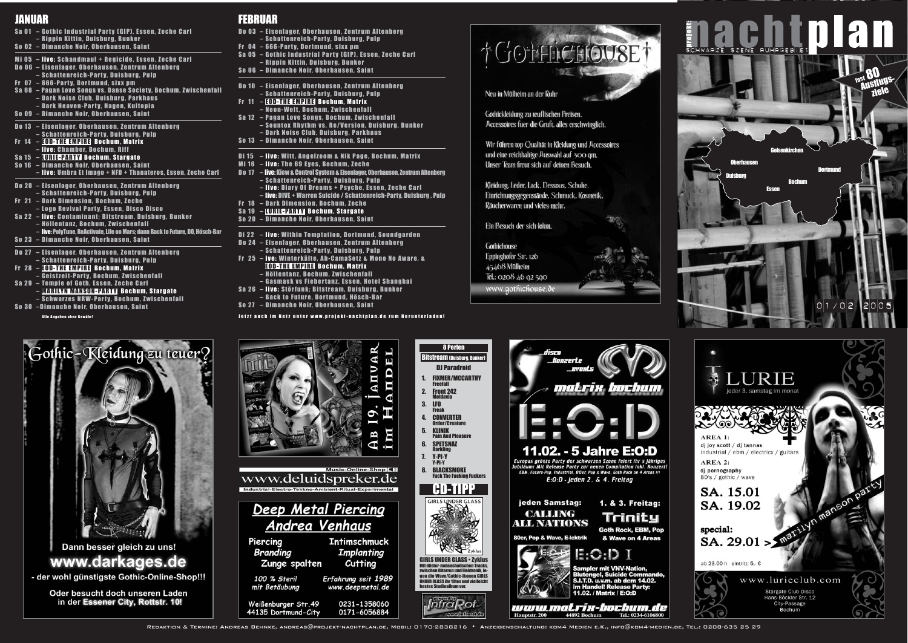## JANUAR

Sa 01 – Gothic Industrial Party (GIP), Essen, Zeche Carl
– Rippin Kittin, Duisburg, Bunker
So 02 – Dimanche Noir, Oberhausen, Saint

Mi 05 – live: Schandmaul + Regicide, Essen, Zeche Carl
Do 06 – Eisenlager, Oberhausen, Zentrum Altenberg
– Schattenreich-Party, Duisburg, Pulp
Fr 07 – 666-Party, Dortmund, sixx pm
Sa 08 – Pagan Love Songs vs. Danse Society, Bochum, Zwischenfall
– Dark Noise Club, Duisburg, Parkhaus
– Dark Heaven-Party, Hagen, Kultopia
So 09 – Dimanche Noir, Oberhausen, Saint

Do 13 – Eisenlager, Oberhausen, Zentrum Altenberg
– Schattenreich-Party, Duisburg, Pulp
Fr 14 – EOD-THE EMPIRE Bochum, Matrix
– live: Chamber, Bochum, Riff
Sa 15 – LURIE-PARTY Bochum, Stargate
So 16 – Dimanche Noir, Oberhausen, Saint
– live: Umbra Et Imago + NFD + Thanateros, Essen, Zeche Carl

Do 20 – Eisenlager, Oberhausen, Zentrum Altenberg
– Schattenreich-Party, Duisburg, Pulp
Fr 21 – Dark Dimension, Bochum, Zeche
– Logo Revival Party, Essen, Disco Disco
Sa 22 – live: Contaminant; Bitstream, Duisburg, Bunker
– Höllentanz, Bochum, Zwischenfall
– live: PolyTune, ReActivate, Life on Mars; dann Back to Future, DO, Hösch-Bar
So 23 – Dimanche Noir, Oberhausen, Saint

Do 27 – Eisenlager, Oberhausen, Zentrum Altenberg
– Schattenreich-Party, Duisburg, Pulp
Fr 28 – EOD-THE EMPIRE Bochum, Matrix
– Geistzeit-Party, Bochum, Zwischenfall
Sa 29 – Temple of Goth, Essen, Zeche Carl
– MARILYN MANSON-PARTY Bochum, Stargate
– Schwarzes NRW-Party, Bochum, Zwischenfall
So 30 – Dimanche Noir, Oberhausen, Saint

Alle Angaben ohne Gewähr!

## FEBRUAR

Do 03 – Eisenlager, Oberhausen, Zentrum Altenberg
– Schattenreich-Party, Duisburg, Pulp
Fr 04 – 666-Party, Dortmund, sixx pm
Sa 05 – Gothic Industrial Party (GIP), Essen, Zeche Carl
– Rippin Kittin, Duisburg, Bunker
So 06 – Dimanche Noir, Oberhausen, Saint

Do 10 – Eisenlager, Oberhausen, Zentrum Altenberg
– Schattenreich-Party, Duisburg, Pulp
Fr 11 – EOD-THE EMPIRE Bochum, Matrix
– Neon-Welt, Bochum, Zwischenfall
Sa 12 – Pagan Love Songs, Bochum, Zwischenfall
– Sountox Rhythm vs. Re/Version, Duisburg, Bunker
– Dark Noise Club, Duisburg, Parkhaus
So 13 – Dimanche Noir, Oberhausen, Saint

Di 15 – live: Witt, Angelzoom & Nik Page, Bochum, Matrix
Mi 16 – live: The 69 Eyes, Bochum, Zeche
Do 17 – live: Kiew & Control System & Eisenlager, Oberhausen, Zentrum Altenberg
– Schattenreich-Party, Duisburg, Pulp
– live: Diary Of Dreams + Psyche, Essen, Zeche Carl
– live: DIVE + Warren Suicide / Schattenreich-Party, Duisburg, Pulp
Fr 18 – Dark Dimension, Bochum, Zeche
Sa 19 – LURIE-PARTY Bochum, Stargate
So 20 – Dimanche Noir, Oberhausen, Saint

Di 22 – live: Within Temptation, Dortmund, Soundgarden
Do 24 – Eisenlager, Oberhausen, Zentrum Altenberg
– Schattenreich-Party, Duisburg, Pulp
Fr 25 – ive: Winterkälte, Ah-CamaSotz & Mono No Aware, & EOD-THE EMPIRE Bochum, Matrix
– Höllentanz, Bochum, Zwischenfall
– Gasmask vs Fiebertanz, Essen, Hotel Shanghai
Sa 26 – live: Störfunk; Bitstream, Duisburg, Bunker
– Back to Future, Dortmund, Hösch-Bar
So 27 – Dimanche Noir, Oberhausen, Saint

Jetzt auch im Netz unter www.projekt-nachtplan.de zum Herunterladen!

---

# Gothichouse

Neu in Mülheim an der Ruhr

Gothickleidung zu teuflischen Preisen.
Accessoires fuer die Gruft, alles erschwinglich.

Wir führen top Qualität in Kleidung und Accessoires und eine reichhaltige Auswahl auf 300 qm.
Unser Team freut sich auf deinen Besuch.

Kleidung, Leder, Lack, Dessous, Schuhe, Einrichtungsgegenstände, Schmuck, Kosmetik, Räucherwaren und vieles mehr.

Ein Besuch der sich lohnt.

Gothichouse
Eppinghofer Str. 126
45468 Mülheim
Tel.: 0208 46 92 590
www.gothichouse.de

---

# projekt: nachtplan

SCHWARZE SZENE RUHRGEBIET

fast 80 Ausflugsziele

Gelsenkirchen · Oberhausen · Duisburg · Dortmund · Bochum · Essen

01/02 2005

---

## Gothic-Kleidung zu teuer?

Dann besser gleich zu uns!
**www.darkages.de**
- der wohl günstigste Gothic-Online-Shop!!!

Oder besucht doch unseren Laden in der Essener City, Rottstr. 10!

---

Ab 19. Januar im Handel

Music-Online-Shop
www.deluidspreker.de
Industrial-Electro-Tekkno-Ambient-Ritual-Experimental

---

## Deep Metal Piercing Andrea Venhaus

| | |
|---|---|
| Piercing | Intimschmuck |
| Branding | Implanting |
| Zunge spalten | Cutting |
| 100 % Steril mit Betäubung | Erfahrung seit 1989 www.deepmetal.de |
| Weißenburger Str.49 44135 Dortmund-City | 0231-1358060 0171-6056884 |

---

### 8 Perlen

Bitstream (Duisburg, Bunker)
DJ Paradroid

1. FIXMER/MCCARTHY – Freefall
2. Front 242 – Moldavia
3. LFO – Freak
4. CONVERTER – Order/Creature
5. KLINIK – Pain And Pleasure
6. SPETSNAZ – Darkling
7. Y-PI-Y – Y-Pi-Y
8. BLACKSMOKE – Fuck The Fucking Fuckers

### CD-TIPP

GIRLS UNDER GLASS • Zyklus
Mit düster-melancholischen Tracks, zwischen Gitarren und Elektronik, legen die Wave/Gothic-Ikonen GIRLS UNDER GLASS ihr 10tes und vielleicht bestes Studioalbum vor.

powered by InfraRot www.infrarot.de

---

...disco ...konzerte ...events

## matrix bochum

# E:O:D

**11.02. - 5 Jahre E:O:D**

Europas größte Party der schwarzen Szene feiert ihr 5 jähriges Jubiläum! Mit Release Party zur neuen Compilation inkl. Konzert! EBM, Future-Pop, Industrial, 80er, Pop & Wave, Goth Rock on 4 Areas !!!
E:O:D - jeden 2. & 4. Freitag

| jeden Samstag: | 1. & 3. Freitag: |
|---|---|
| CALLING ALL NATIONS | Trinity |
| 80er, Pop & Wave, E-lektrik | Goth Rock, EBM, Pop & Wave on 4 Areas |

E:O:D I
Sampler mit VNV-Nation, Blutengel, Suicide Commando, S.I.T.D. u.v.m. ab dem 14.02. im Handel! Release Party: 11.02. / Matrix / E:O:D

www.matrix-bochum.de
Hauptstr. 200 · 44892 Bochum · Tel.: 0234-6106800

---

# LURIE

jeder 3. samstag im monat

**AREA 1:**
dj joy scott / dj tannas
industrial / ebm / electricx / guitars

**AREA 2:**
dj pornography
80's / gothic / wave

**SA. 15.01**
**SA. 19.02**

**special:**
**SA. 29.01 >** marilyn manson party

ab 23.00 h eintritt: 5,- €

www.lurieclub.com

Stargate Club Disco
Hans-Böckler Str. 12
City-Passage
Bochum

---

Redaktion & Termine: Andreas Behnke, andreas@projekt-nachtplan.de, Mobil: 0170-2838216 • Anzeigenschaltung: kom4 Medien e.K., info@kom4-medien.de, Tel.: 0208-635 25 29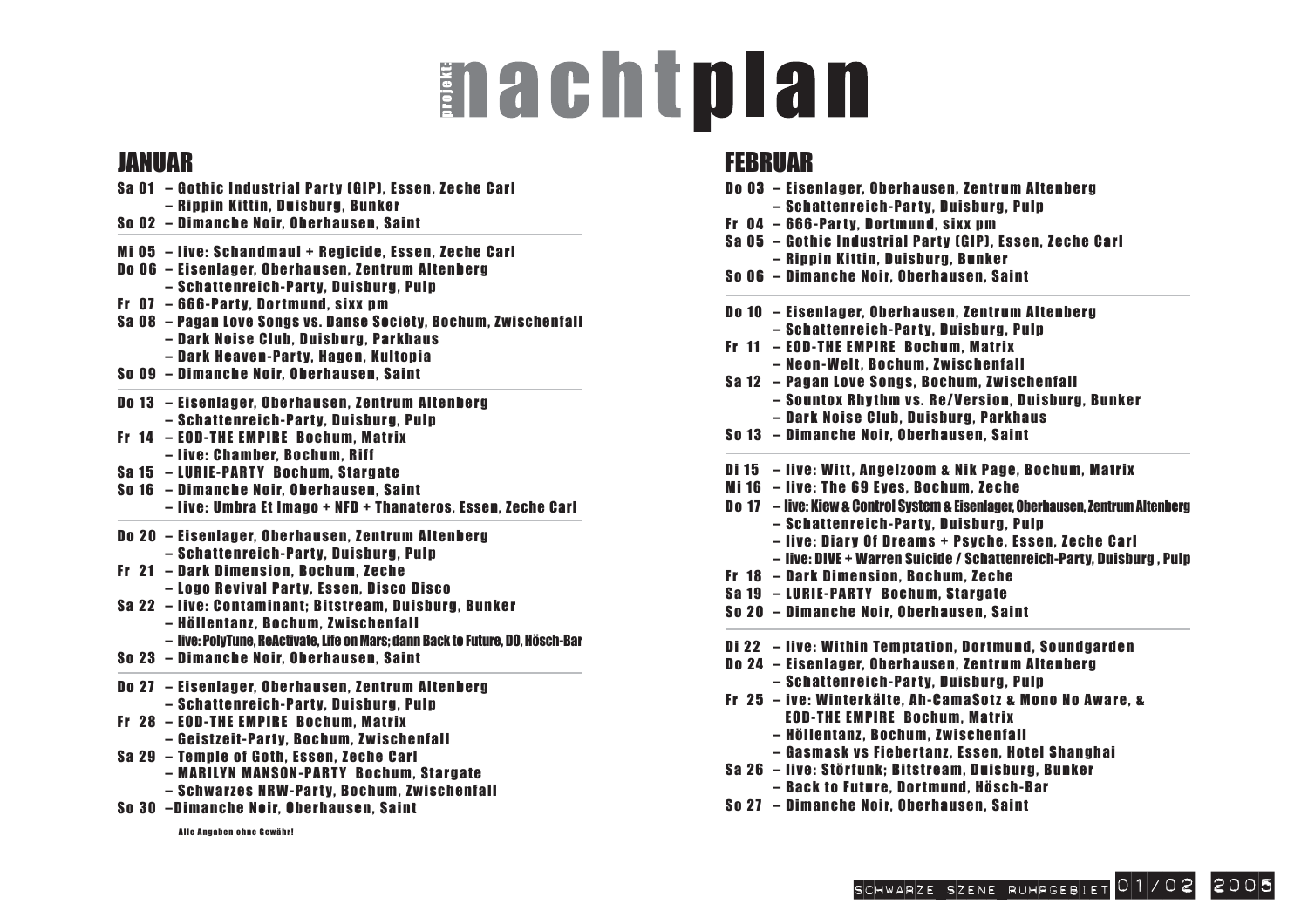# projekt: nachtplan

## JANUAR

Sa 01 – Gothic Industrial Party (GIP), Essen, Zeche Carl
– Rippin Kittin, Duisburg, Bunker
So 02 – Dimanche Noir, Oberhausen, Saint

Mi 05 – live: Schandmaul + Regicide, Essen, Zeche Carl
Do 06 – Eisenlager, Oberhausen, Zentrum Altenberg
– Schattenreich-Party, Duisburg, Pulp
Fr 07 – 666-Party, Dortmund, sixx pm
Sa 08 – Pagan Love Songs vs. Danse Society, Bochum, Zwischenfall
– Dark Noise Club, Duisburg, Parkhaus
– Dark Heaven-Party, Hagen, Kultopia
So 09 – Dimanche Noir, Oberhausen, Saint

Do 13 – Eisenlager, Oberhausen, Zentrum Altenberg
– Schattenreich-Party, Duisburg, Pulp
Fr 14 – EOD-THE EMPIRE Bochum, Matrix
– live: Chamber, Bochum, Riff
Sa 15 – LURIE-PARTY Bochum, Stargate
So 16 – Dimanche Noir, Oberhausen, Saint
– live: Umbra Et Imago + NFD + Thanateros, Essen, Zeche Carl

Do 20 – Eisenlager, Oberhausen, Zentrum Altenberg
– Schattenreich-Party, Duisburg, Pulp
Fr 21 – Dark Dimension, Bochum, Zeche
– Logo Revival Party, Essen, Disco Disco
Sa 22 – live: Contaminant; Bitstream, Duisburg, Bunker
– Höllentanz, Bochum, Zwischenfall
– live: PolyTune, ReActivate, Life on Mars; dann Back to Future, DO, Hösch-Bar
So 23 – Dimanche Noir, Oberhausen, Saint

Do 27 – Eisenlager, Oberhausen, Zentrum Altenberg
– Schattenreich-Party, Duisburg, Pulp
Fr 28 – EOD-THE EMPIRE Bochum, Matrix
– Geistzeit-Party, Bochum, Zwischenfall
Sa 29 – Temple of Goth, Essen, Zeche Carl
– MARILYN MANSON-PARTY Bochum, Stargate
– Schwarzes NRW-Party, Bochum, Zwischenfall
So 30 –Dimanche Noir, Oberhausen, Saint

Alle Angaben ohne Gewähr!

## FEBRUAR

Do 03 – Eisenlager, Oberhausen, Zentrum Altenberg
– Schattenreich-Party, Duisburg, Pulp
Fr 04 – 666-Party, Dortmund, sixx pm
Sa 05 – Gothic Industrial Party (GIP), Essen, Zeche Carl
– Rippin Kittin, Duisburg, Bunker
So 06 – Dimanche Noir, Oberhausen, Saint

Do 10 – Eisenlager, Oberhausen, Zentrum Altenberg
– Schattenreich-Party, Duisburg, Pulp
Fr 11 – EOD-THE EMPIRE Bochum, Matrix
– Neon-Welt, Bochum, Zwischenfall
Sa 12 – Pagan Love Songs, Bochum, Zwischenfall
– Sountox Rhythm vs. Re/Version, Duisburg, Bunker
– Dark Noise Club, Duisburg, Parkhaus
So 13 – Dimanche Noir, Oberhausen, Saint

Di 15 – live: Witt, Angelzoom & Nik Page, Bochum, Matrix
Mi 16 – live: The 69 Eyes, Bochum, Zeche
Do 17 – live: Kiew & Control System & Eisenlager, Oberhausen, Zentrum Altenberg
– Schattenreich-Party, Duisburg, Pulp
– live: Diary Of Dreams + Psyche, Essen, Zeche Carl
– live: DIVE + Warren Suicide / Schattenreich-Party, Duisburg , Pulp
Fr 18 – Dark Dimension, Bochum, Zeche
Sa 19 – LURIE-PARTY Bochum, Stargate
So 20 – Dimanche Noir, Oberhausen, Saint

Di 22 – live: Within Temptation, Dortmund, Soundgarden
Do 24 – Eisenlager, Oberhausen, Zentrum Altenberg
– Schattenreich-Party, Duisburg, Pulp
Fr 25 – ive: Winterkälte, Ah-CamaSotz & Mono No Aware, & EOD-THE EMPIRE Bochum, Matrix
– Höllentanz, Bochum, Zwischenfall
– Gasmask vs Fiebertanz, Essen, Hotel Shanghai
Sa 26 – live: Störfunk; Bitstream, Duisburg, Bunker
– Back to Future, Dortmund, Hösch-Bar
So 27 – Dimanche Noir, Oberhausen, Saint

SCHWARZE SZENE RUHRGEBIET 01/02 2005